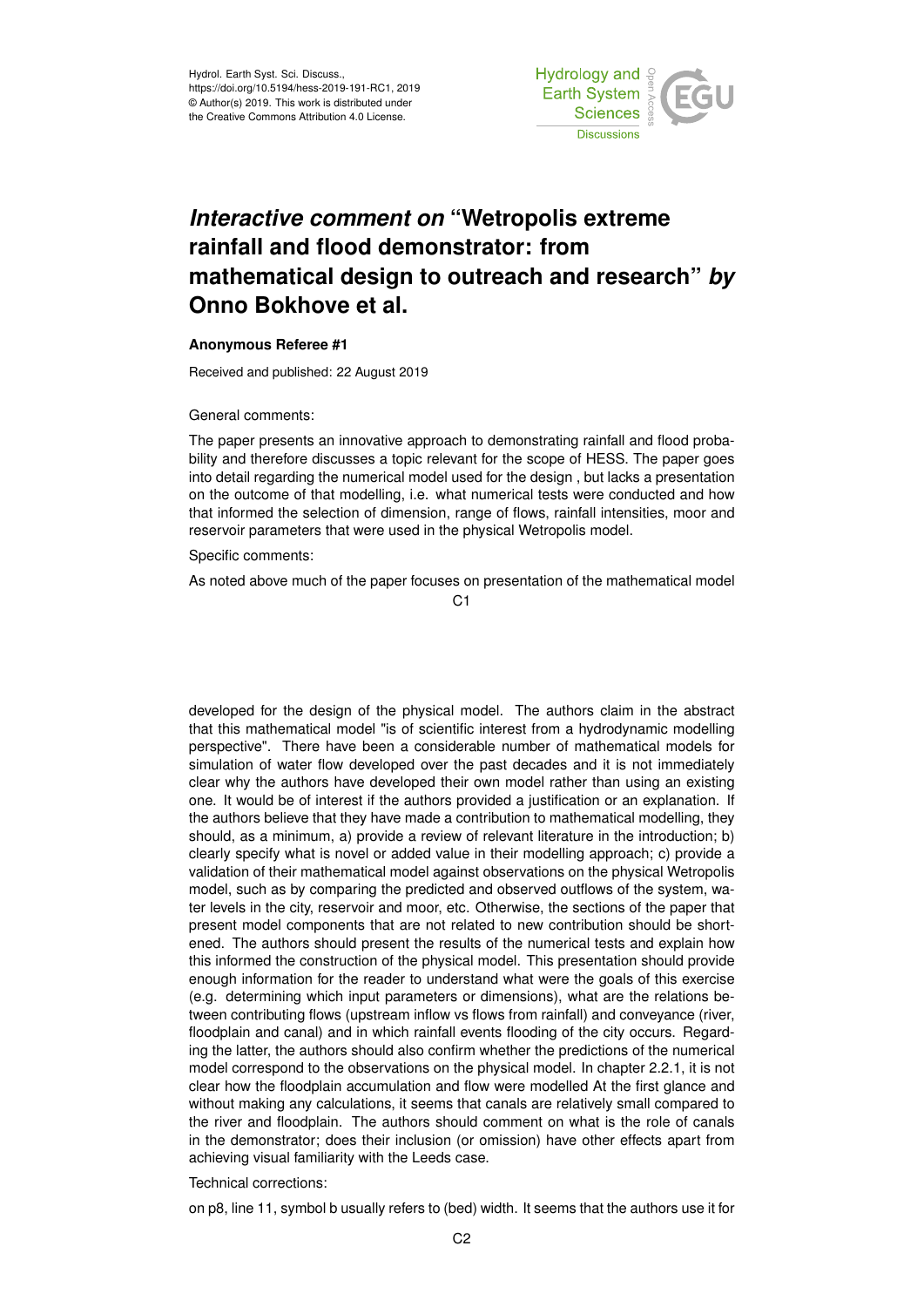# *Interactive comment on* "Wetropolis extreme rainfall and flood demonstrator: from mathematical design to outreach and research" *by* Onno Bokhove et al.

**Anonymous Referee #1**

Received and published: 22 August 2019

General comments:

The paper presents an innovative approach to demonstrating rainfall and flood probability and therefore discusses a topic relevant for the scope of HESS. The paper goes into detail regarding the numerical model used for the design , but lacks a presentation on the outcome of that modelling, i.e. what numerical tests were conducted and how that informed the selection of dimension, range of flows, rainfall intensities, moor and reservoir parameters that were used in the physical Wetropolis model.

Specific comments:

As noted above much of the paper focuses on presentation of the mathematical model developed for the design of the physical model. The authors claim in the abstract that this mathematical model "is of scientific interest from a hydrodynamic modelling perspective". There have been a considerable number of mathematical models for simulation of water flow developed over the past decades and it is not immediately clear why the authors have developed their own model rather than using an existing one. It would be of interest if the authors provided a justification or an explanation. If the authors believe that they have made a contribution to mathematical modelling, they should, as a minimum, a) provide a review of relevant literature in the introduction; b) clearly specify what is novel or added value in their modelling approach; c) provide a validation of their mathematical model against observations on the physical Wetropolis model, such as by comparing the predicted and observed outflows of the system, water levels in the city, reservoir and moor, etc. Otherwise, the sections of the paper that present model components that are not related to new contribution should be shortened. The authors should present the results of the numerical tests and explain how this informed the construction of the physical model. This presentation should provide enough information for the reader to understand what were the goals of this exercise (e.g. determining which input parameters or dimensions), what are the relations between contributing flows (upstream inflow vs flows from rainfall) and conveyance (river, floodplain and canal) and in which rainfall events flooding of the city occurs. Regarding the latter, the authors should also confirm whether the predictions of the numerical model correspond to the observations on the physical model. In chapter 2.2.1, it is not clear how the floodplain accumulation and flow were modelled At the first glance and without making any calculations, it seems that canals are relatively small compared to the river and floodplain. The authors should comment on what is the role of canals in the demonstrator; does their inclusion (or omission) have other effects apart from achieving visual familiarity with the Leeds case.

Technical corrections:

on p8, line 11, symbol b usually refers to (bed) width. It seems that the authors use it for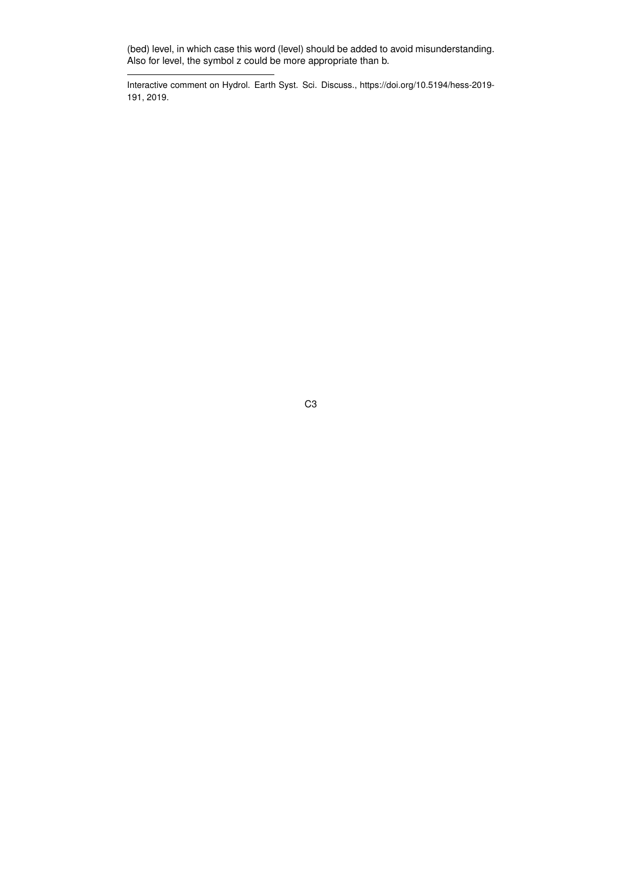(bed) level, in which case this word (level) should be added to avoid misunderstanding. Also for level, the symbol z could be more appropriate than b.

---

Interactive comment on Hydrol. Earth Syst. Sci. Discuss., https://doi.org/10.5194/hess-2019-191, 2019.